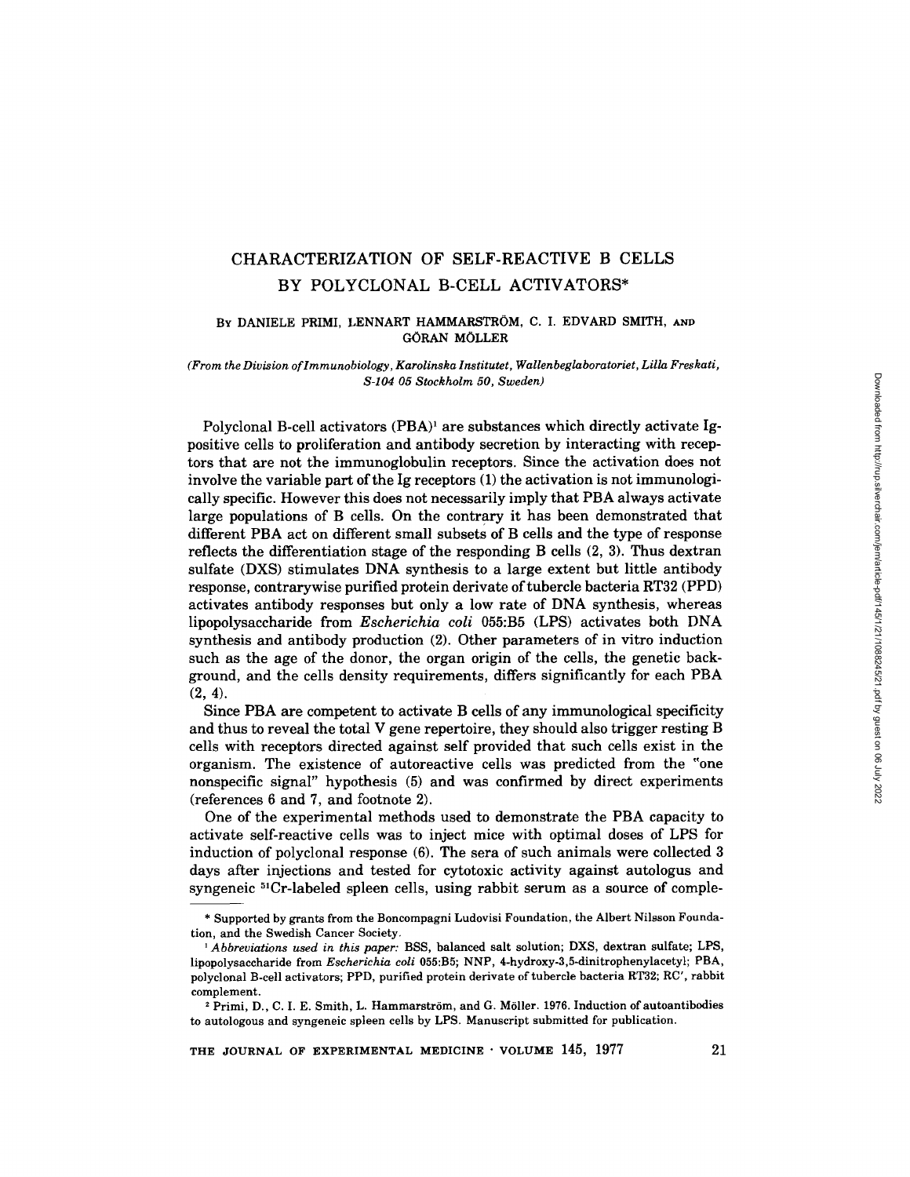# CHARACTERIZATION OF SELF-REACTIVE B CELLS BY POLYCLONAL B-CELL ACTIVATORS*

By DANIELE PRIMI, LENNART HAMMARSTRÖM, C. I. EDVARD SMITH, AND GÖRAN MÖLLER

*(From the Division of Immunobiology, Karolinska Institutet, Wallenbeglaboratoriet, Lilla Freskati, S-104 05 Stockholm 50, Sweden)*

Polyclonal B-cell activators (PBA)[1] are substances which directly activate Ig-positive cells to proliferation and antibody secretion by interacting with receptors that are not the immunoglobulin receptors. Since the activation does not involve the variable part of the Ig receptors (1) the activation is not immunologically specific. However this does not necessarily imply that PBA always activate large populations of B cells. On the contrary it has been demonstrated that different PBA act on different small subsets of B cells and the type of response reflects the differentiation stage of the responding B cells (2, 3). Thus dextran sulfate (DXS) stimulates DNA synthesis to a large extent but little antibody response, contrarywise purified protein derivate of tubercle bacteria RT32 (PPD) activates antibody responses but only a low rate of DNA synthesis, whereas lipopolysaccharide from *Escherichia coli* 055:B5 (LPS) activates both DNA synthesis and antibody production (2). Other parameters of in vitro induction such as the age of the donor, the organ origin of the cells, the genetic background, and the cells density requirements, differs significantly for each PBA (2, 4).

Since PBA are competent to activate B cells of any immunological specificity and thus to reveal the total V gene repertoire, they should also trigger resting B cells with receptors directed against self provided that such cells exist in the organism. The existence of autoreactive cells was predicted from the "one nonspecific signal" hypothesis (5) and was confirmed by direct experiments (references 6 and 7, and footnote 2).

One of the experimental methods used to demonstrate the PBA capacity to activate self-reactive cells was to inject mice with optimal doses of LPS for induction of polyclonal response (6). The sera of such animals were collected 3 days after injections and tested for cytotoxic activity against autologus and syngeneic $^{51}$Cr-labeled spleen cells, using rabbit serum as a source of comple-

---

\* Supported by grants from the Boncompagni Ludovisi Foundation, the Albert Nilsson Foundation, and the Swedish Cancer Society.

[1] *Abbreviations used in this paper:* BSS, balanced salt solution; DXS, dextran sulfate; LPS, lipopolysaccharide from *Escherichia coli* 055:B5; NNP, 4-hydroxy-3,5-dinitrophenylacetyl; PBA, polyclonal B-cell activators; PPD, purified protein derivate of tubercle bacteria RT32; RC', rabbit complement.

[2] Primi, D., C. I. E. Smith, L. Hammarström, and G. Möller. 1976. Induction of autoantibodies to autologous and syngeneic spleen cells by LPS. Manuscript submitted for publication.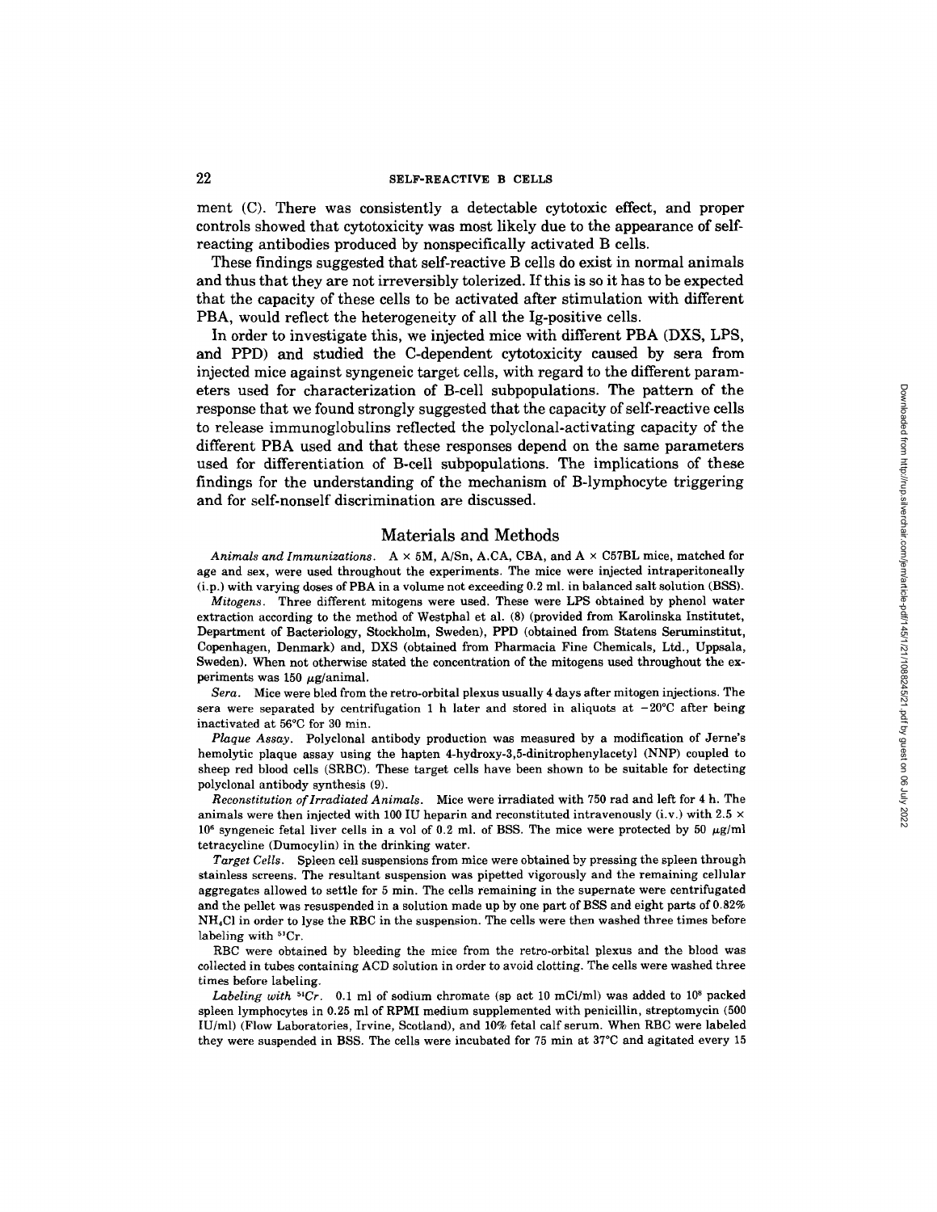ment (C). There was consistently a detectable cytotoxic effect, and proper controls showed that cytotoxicity was most likely due to the appearance of self-reacting antibodies produced by nonspecifically activated B cells.

These findings suggested that self-reactive B cells do exist in normal animals and thus that they are not irreversibly tolerized. If this is so it has to be expected that the capacity of these cells to be activated after stimulation with different PBA, would reflect the heterogeneity of all the Ig-positive cells.

In order to investigate this, we injected mice with different PBA (DXS, LPS, and PPD) and studied the C-dependent cytotoxicity caused by sera from injected mice against syngeneic target cells, with regard to the different parameters used for characterization of B-cell subpopulations. The pattern of the response that we found strongly suggested that the capacity of self-reactive cells to release immunoglobulins reflected the polyclonal-activating capacity of the different PBA used and that these responses depend on the same parameters used for differentiation of B-cell subpopulations. The implications of these findings for the understanding of the mechanism of B-lymphocyte triggering and for self-nonself discrimination are discussed.

## Materials and Methods

*Animals and Immunizations.* A × 5M, A/Sn, A.CA, CBA, and A × C57BL mice, matched for age and sex, were used throughout the experiments. The mice were injected intraperitoneally (i.p.) with varying doses of PBA in a volume not exceeding 0.2 ml. in balanced salt solution (BSS).

*Mitogens.* Three different mitogens were used. These were LPS obtained by phenol water extraction according to the method of Westphal et al. (8) (provided from Karolinska Institutet, Department of Bacteriology, Stockholm, Sweden), PPD (obtained from Statens Seruminstitut, Copenhagen, Denmark) and, DXS (obtained from Pharmacia Fine Chemicals, Ltd., Uppsala, Sweden). When not otherwise stated the concentration of the mitogens used throughout the experiments was 150 $\mu$g/animal.

*Sera.* Mice were bled from the retro-orbital plexus usually 4 days after mitogen injections. The sera were separated by centrifugation 1 h later and stored in aliquots at $-20°C$ after being inactivated at 56°C for 30 min.

*Plaque Assay.* Polyclonal antibody production was measured by a modification of Jerne's hemolytic plaque assay using the hapten 4-hydroxy-3,5-dinitrophenylacetyl (NNP) coupled to sheep red blood cells (SRBC). These target cells have been shown to be suitable for detecting polyclonal antibody synthesis (9).

*Reconstitution of Irradiated Animals.* Mice were irradiated with 750 rad and left for 4 h. The animals were then injected with 100 IU heparin and reconstituted intravenously (i.v.) with $2.5 \times 10^6$ syngeneic fetal liver cells in a vol of 0.2 ml. of BSS. The mice were protected by 50 $\mu$g/ml tetracycline (Dumocylin) in the drinking water.

*Target Cells.* Spleen cell suspensions from mice were obtained by pressing the spleen through stainless screens. The resultant suspension was pipetted vigorously and the remaining cellular aggregates allowed to settle for 5 min. The cells remaining in the supernate were centrifugated and the pellet was resuspended in a solution made up by one part of BSS and eight parts of 0.82% $NH_4Cl$ in order to lyse the RBC in the suspension. The cells were then washed three times before labeling with $^{51}Cr$.

RBC were obtained by bleeding the mice from the retro-orbital plexus and the blood was collected in tubes containing ACD solution in order to avoid clotting. The cells were washed three times before labeling.

*Labeling with $^{51}Cr$.* 0.1 ml of sodium chromate (sp act 10 mCi/ml) was added to $10^8$ packed spleen lymphocytes in 0.25 ml of RPMI medium supplemented with penicillin, streptomycin (500 IU/ml) (Flow Laboratories, Irvine, Scotland), and 10% fetal calf serum. When RBC were labeled they were suspended in BSS. The cells were incubated for 75 min at 37°C and agitated every 15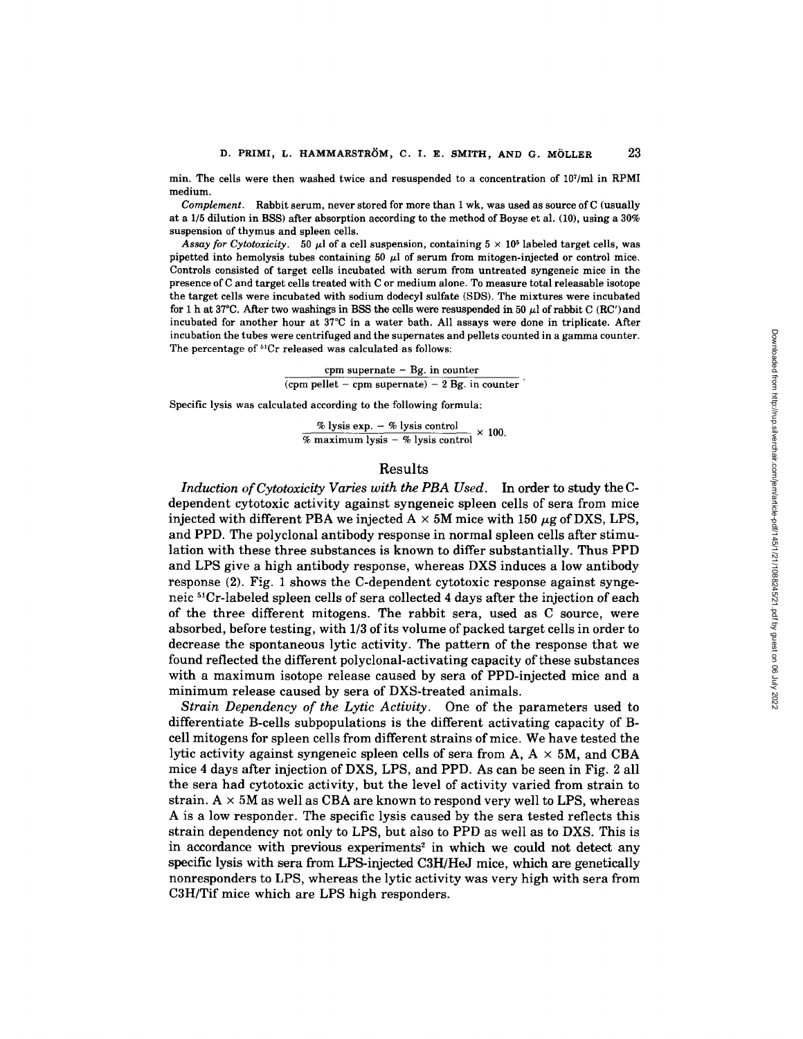min. The cells were then washed twice and resuspended to a concentration of $10^7$/ml in RPMI medium.

*Complement.* Rabbit serum, never stored for more than 1 wk, was used as source of C (usually at a 1/5 dilution in BSS) after absorption according to the method of Boyse et al. (10), using a 30% suspension of thymus and spleen cells.

*Assay for Cytotoxicity.* 50 $\mu$l of a cell suspension, containing $5 \times 10^5$ labeled target cells, was pipetted into hemolysis tubes containing 50 $\mu$l of serum from mitogen-injected or control mice. Controls consisted of target cells incubated with serum from untreated syngeneic mice in the presence of C and target cells treated with C or medium alone. To measure total releasable isotope the target cells were incubated with sodium dodecyl sulfate (SDS). The mixtures were incubated for 1 h at 37°C. After two washings in BSS the cells were resuspended in 50 $\mu$l of rabbit C (RC') and incubated for another hour at 37°C in a water bath. All assays were done in triplicate. After incubation the tubes were centrifuged and the supernates and pellets counted in a gamma counter. The percentage of $^{51}$Cr released was calculated as follows:

$$\frac{\text{cpm supernate} - \text{Bg. in counter}}{(\text{cpm pellet} - \text{cpm supernate}) - 2\ \text{Bg. in counter}}.$$

Specific lysis was calculated according to the following formula:

$$\frac{\%\ \text{lysis exp.} - \%\ \text{lysis control}}{\%\ \text{maximum lysis} - \%\ \text{lysis control}} \times 100.$$

## Results

*Induction of Cytotoxicity Varies with the PBA Used.* In order to study the C-dependent cytotoxic activity against syngeneic spleen cells of sera from mice injected with different PBA we injected A × 5M mice with 150 $\mu$g of DXS, LPS, and PPD. The polyclonal antibody response in normal spleen cells after stimulation with these three substances is known to differ substantially. Thus PPD and LPS give a high antibody response, whereas DXS induces a low antibody response (2). Fig. 1 shows the C-dependent cytotoxic response against syngeneic $^{51}$Cr-labeled spleen cells of sera collected 4 days after the injection of each of the three different mitogens. The rabbit sera, used as C source, were absorbed, before testing, with 1/3 of its volume of packed target cells in order to decrease the spontaneous lytic activity. The pattern of the response that we found reflected the different polyclonal-activating capacity of these substances with a maximum isotope release caused by sera of PPD-injected mice and a minimum release caused by sera of DXS-treated animals.

*Strain Dependency of the Lytic Activity.* One of the parameters used to differentiate B-cells subpopulations is the different activating capacity of B-cell mitogens for spleen cells from different strains of mice. We have tested the lytic activity against syngeneic spleen cells of sera from A, A × 5M, and CBA mice 4 days after injection of DXS, LPS, and PPD. As can be seen in Fig. 2 all the sera had cytotoxic activity, but the level of activity varied from strain to strain. A × 5M as well as CBA are known to respond very well to LPS, whereas A is a low responder. The specific lysis caused by the sera tested reflects this strain dependency not only to LPS, but also to PPD as well as to DXS. This is in accordance with previous experiments[2] in which we could not detect any specific lysis with sera from LPS-injected C3H/HeJ mice, which are genetically nonresponders to LPS, whereas the lytic activity was very high with sera from C3H/Tif mice which are LPS high responders.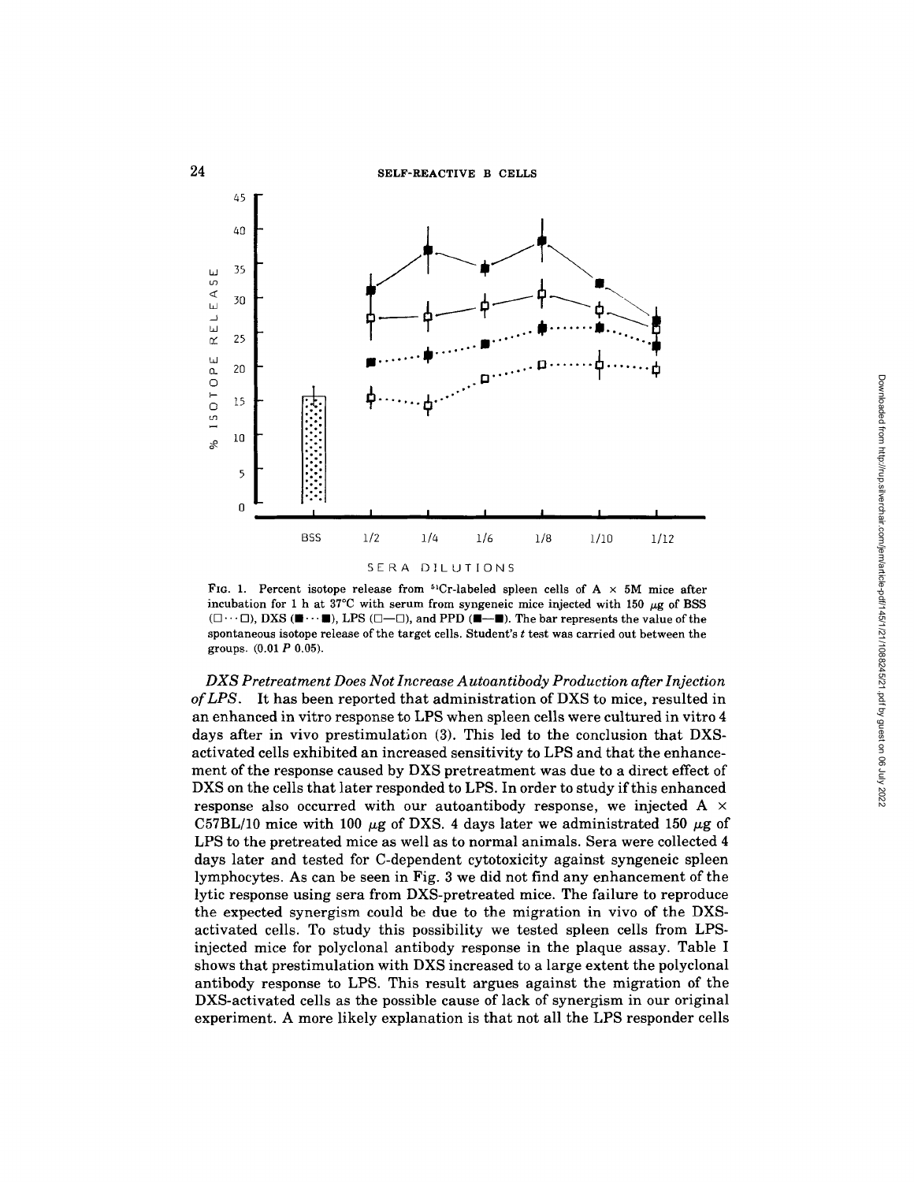FIG. 1. Percent isotope release from $^{51}$Cr-labeled spleen cells of A × 5M mice after incubation for 1 h at 37°C with serum from syngeneic mice injected with 150 μg of BSS (□···□), DXS (■···■), LPS (□—□), and PPD (■—■). The bar represents the value of the spontaneous isotope release of the target cells. Student's $t$ test was carried out between the groups. (0.01 $P$ 0.05).

*DXS Pretreatment Does Not Increase Autoantibody Production after Injection of LPS.* It has been reported that administration of DXS to mice, resulted in an enhanced in vitro response to LPS when spleen cells were cultured in vitro 4 days after in vivo prestimulation (3). This led to the conclusion that DXS-activated cells exhibited an increased sensitivity to LPS and that the enhancement of the response caused by DXS pretreatment was due to a direct effect of DXS on the cells that later responded to LPS. In order to study if this enhanced response also occurred with our autoantibody response, we injected A × C57BL/10 mice with 100 μg of DXS. 4 days later we administrated 150 μg of LPS to the pretreated mice as well as to normal animals. Sera were collected 4 days later and tested for C-dependent cytotoxicity against syngeneic spleen lymphocytes. As can be seen in Fig. 3 we did not find any enhancement of the lytic response using sera from DXS-pretreated mice. The failure to reproduce the expected synergism could be due to the migration in vivo of the DXS-activated cells. To study this possibility we tested spleen cells from LPS-injected mice for polyclonal antibody response in the plaque assay. Table I shows that prestimulation with DXS increased to a large extent the polyclonal antibody response to LPS. This result argues against the migration of the DXS-activated cells as the possible cause of lack of synergism in our original experiment. A more likely explanation is that not all the LPS responder cells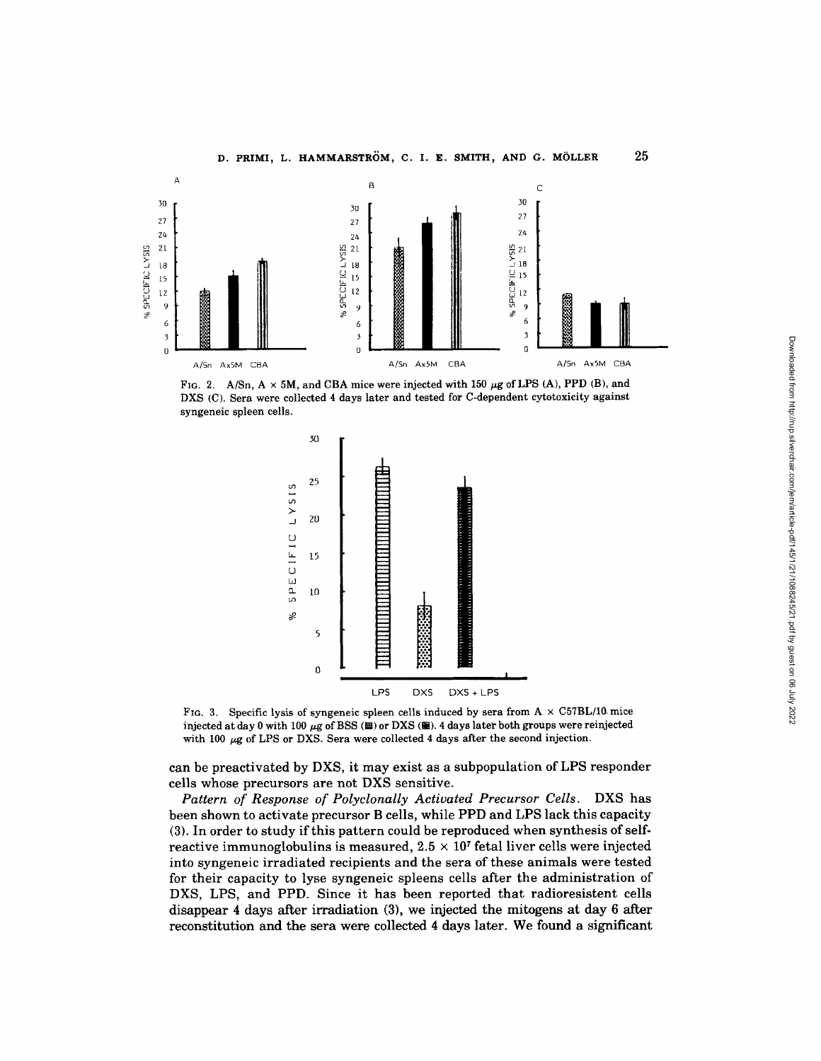FIG. 2. A/Sn, A × 5M, and CBA mice were injected with 150 μg of LPS (A), PPD (B), and DXS (C). Sera were collected 4 days later and tested for C-dependent cytotoxicity against syngeneic spleen cells.

FIG. 3. Specific lysis of syngeneic spleen cells induced by sera from A × C57BL/10 mice injected at day 0 with 100 μg of BSS (▤) or DXS (▦). 4 days later both groups were reinjected with 100 μg of LPS or DXS. Sera were collected 4 days after the second injection.

can be preactivated by DXS, it may exist as a subpopulation of LPS responder cells whose precursors are not DXS sensitive.

*Pattern of Response of Polyclonally Activated Precursor Cells.* DXS has been shown to activate precursor B cells, while PPD and LPS lack this capacity (3). In order to study if this pattern could be reproduced when synthesis of self-reactive immunoglobulins is measured, $2.5 \times 10^7$ fetal liver cells were injected into syngeneic irradiated recipients and the sera of these animals were tested for their capacity to lyse syngeneic spleens cells after the administration of DXS, LPS, and PPD. Since it has been reported that radioresistent cells disappear 4 days after irradiation (3), we injected the mitogens at day 6 after reconstitution and the sera were collected 4 days later. We found a significant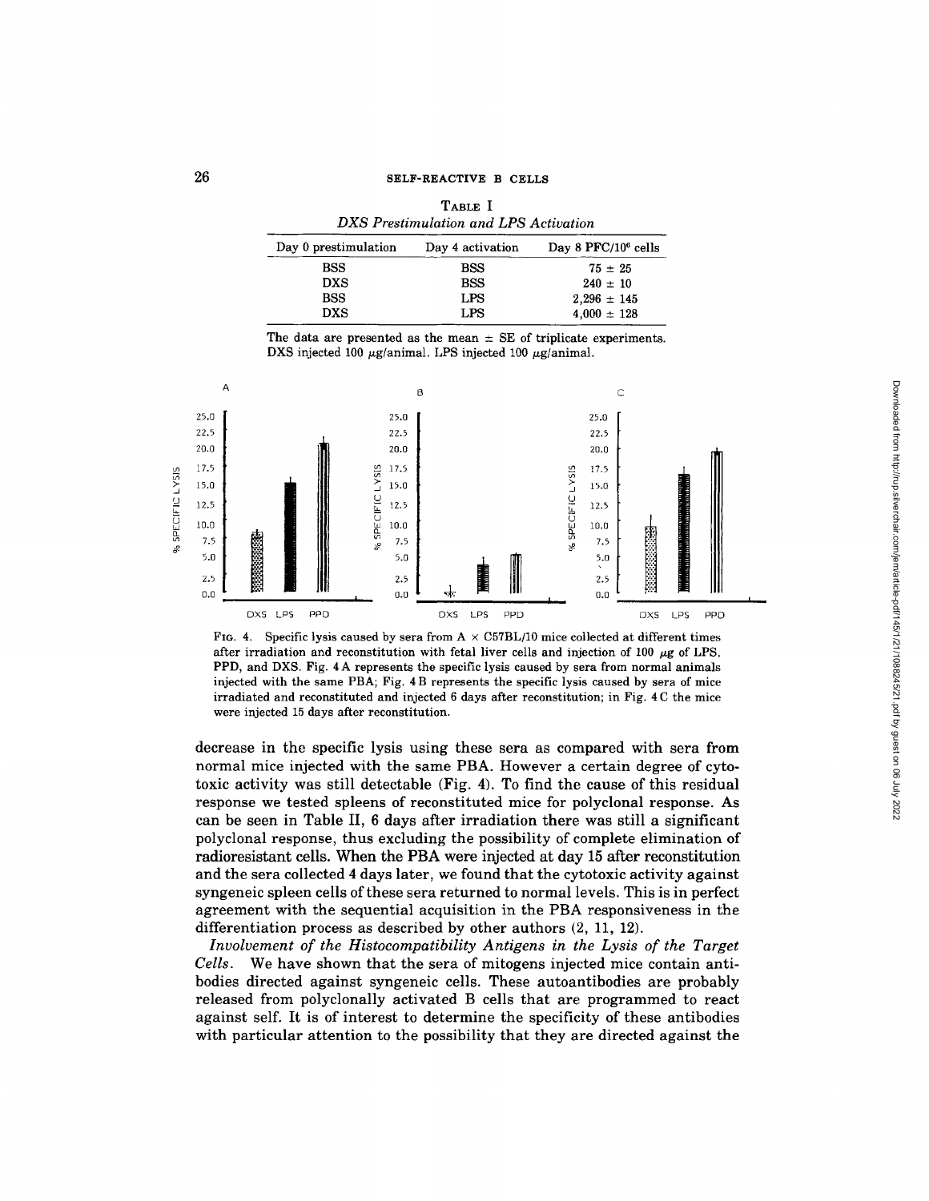TABLE I

*DXS Prestimulation and LPS Activation*

| Day 0 prestimulation | Day 4 activation | Day 8 PFC/$10^6$ cells |
|---|---|---|
| BSS | BSS | $75 \pm 25$ |
| DXS | BSS | $240 \pm 10$ |
| BSS | LPS | $2{,}296 \pm 145$ |
| DXS | LPS | $4{,}000 \pm 128$ |

The data are presented as the mean ± SE of triplicate experiments. DXS injected 100 μg/animal. LPS injected 100 μg/animal.

FIG. 4. Specific lysis caused by sera from A × C57BL/10 mice collected at different times after irradiation and reconstitution with fetal liver cells and injection of 100 μg of LPS, PPD, and DXS. Fig. 4 A represents the specific lysis caused by sera from normal animals injected with the same PBA; Fig. 4 B represents the specific lysis caused by sera of mice irradiated and reconstituted and injected 6 days after reconstitution; in Fig. 4 C the mice were injected 15 days after reconstitution.

decrease in the specific lysis using these sera as compared with sera from normal mice injected with the same PBA. However a certain degree of cytotoxic activity was still detectable (Fig. 4). To find the cause of this residual response we tested spleens of reconstituted mice for polyclonal response. As can be seen in Table II, 6 days after irradiation there was still a significant polyclonal response, thus excluding the possibility of complete elimination of radioresistant cells. When the PBA were injected at day 15 after reconstitution and the sera collected 4 days later, we found that the cytotoxic activity against syngeneic spleen cells of these sera returned to normal levels. This is in perfect agreement with the sequential acquisition in the PBA responsiveness in the differentiation process as described by other authors (2, 11, 12).

*Involvement of the Histocompatibility Antigens in the Lysis of the Target Cells.* We have shown that the sera of mitogens injected mice contain antibodies directed against syngeneic cells. These autoantibodies are probably released from polyclonally activated B cells that are programmed to react against self. It is of interest to determine the specificity of these antibodies with particular attention to the possibility that they are directed against the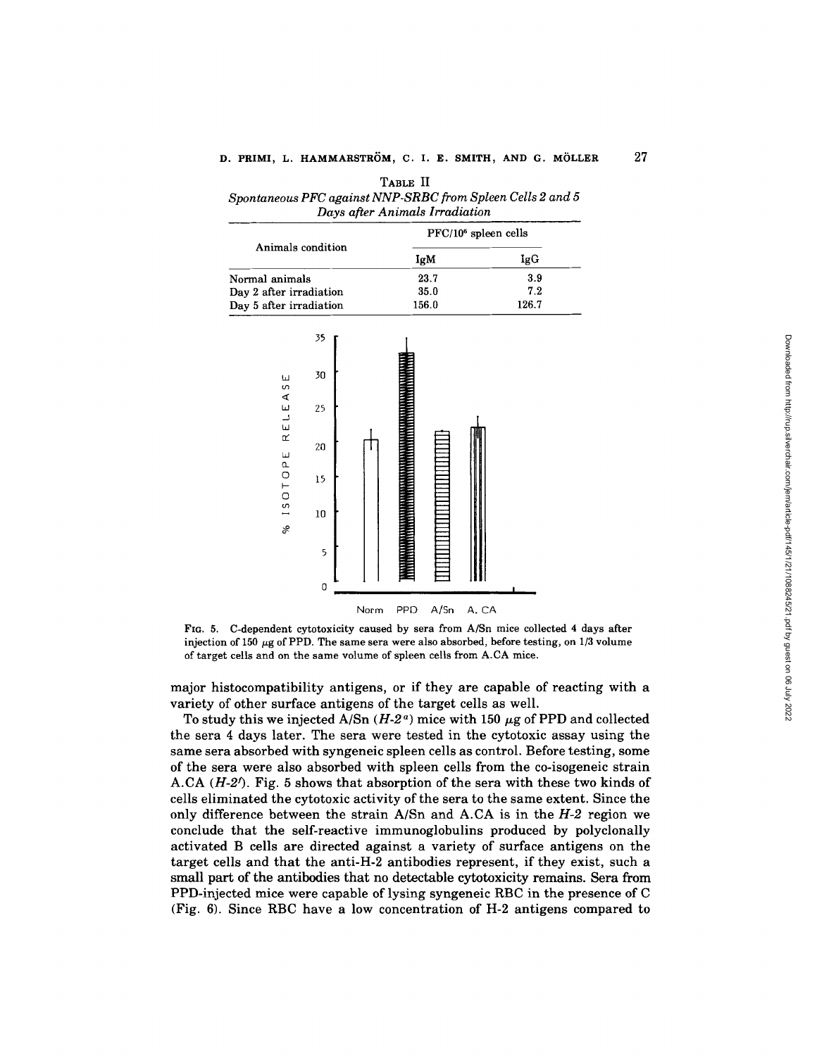TABLE II

*Spontaneous PFC against NNP-SRBC from Spleen Cells 2 and 5 Days after Animals Irradiation*

| Animals condition | PFC/10[6] spleen cells | |
|---|---|---|
| | IgM | IgG |
| Normal animals | 23.7 | 3.9 |
| Day 2 after irradiation | 35.0 | 7.2 |
| Day 5 after irradiation | 156.0 | 126.7 |

FIG. 5. C-dependent cytotoxicity caused by sera from A/Sn mice collected 4 days after injection of 150 μg of PPD. The same sera were also absorbed, before testing, on 1/3 volume of target cells and on the same volume of spleen cells from A.CA mice.

major histocompatibility antigens, or if they are capable of reacting with a variety of other surface antigens of the target cells as well.

To study this we injected A/Sn (*H-2[a]*) mice with 150 μg of PPD and collected the sera 4 days later. The sera were tested in the cytotoxic assay using the same sera absorbed with syngeneic spleen cells as control. Before testing, some of the sera were also absorbed with spleen cells from the co-isogeneic strain A.CA (*H-2[f]*). Fig. 5 shows that absorption of the sera with these two kinds of cells eliminated the cytotoxic activity of the sera to the same extent. Since the only difference between the strain A/Sn and A.CA is in the *H-2* region we conclude that the self-reactive immunoglobulins produced by polyclonally activated B cells are directed against a variety of surface antigens on the target cells and that the anti-H-2 antibodies represent, if they exist, such a small part of the antibodies that no detectable cytotoxicity remains. Sera from PPD-injected mice were capable of lysing syngeneic RBC in the presence of C (Fig. 6). Since RBC have a low concentration of H-2 antigens compared to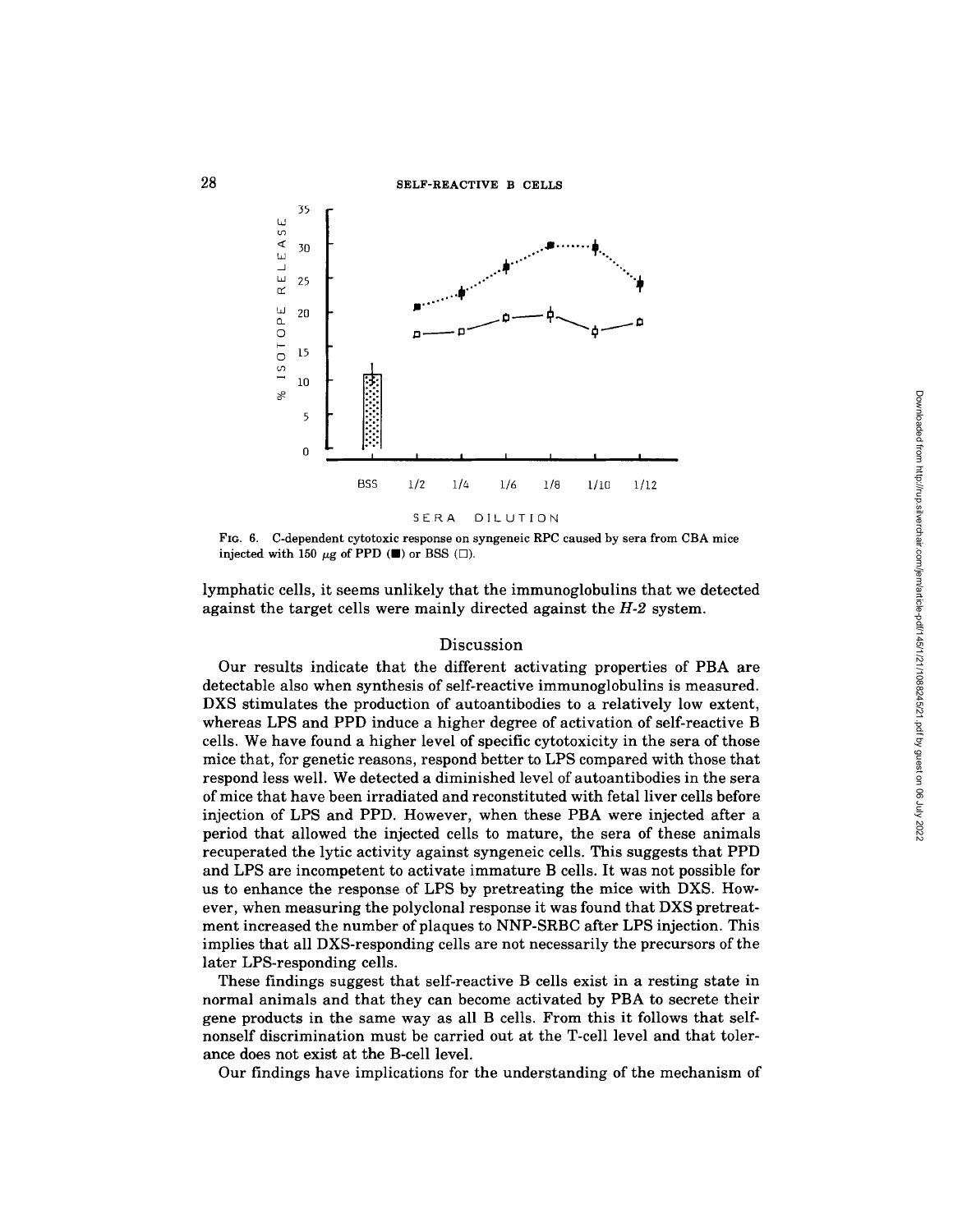FIG. 6. C-dependent cytotoxic response on syngeneic RPC caused by sera from CBA mice injected with 150 μg of PPD (■) or BSS (□).

lymphatic cells, it seems unlikely that the immunoglobulins that we detected against the target cells were mainly directed against the *H-2* system.

## Discussion

Our results indicate that the different activating properties of PBA are detectable also when synthesis of self-reactive immunoglobulins is measured. DXS stimulates the production of autoantibodies to a relatively low extent, whereas LPS and PPD induce a higher degree of activation of self-reactive B cells. We have found a higher level of specific cytotoxicity in the sera of those mice that, for genetic reasons, respond better to LPS compared with those that respond less well. We detected a diminished level of autoantibodies in the sera of mice that have been irradiated and reconstituted with fetal liver cells before injection of LPS and PPD. However, when these PBA were injected after a period that allowed the injected cells to mature, the sera of these animals recuperated the lytic activity against syngeneic cells. This suggests that PPD and LPS are incompetent to activate immature B cells. It was not possible for us to enhance the response of LPS by pretreating the mice with DXS. However, when measuring the polyclonal response it was found that DXS pretreatment increased the number of plaques to NNP-SRBC after LPS injection. This implies that all DXS-responding cells are not necessarily the precursors of the later LPS-responding cells.

These findings suggest that self-reactive B cells exist in a resting state in normal animals and that they can become activated by PBA to secrete their gene products in the same way as all B cells. From this it follows that self-nonself discrimination must be carried out at the T-cell level and that tolerance does not exist at the B-cell level.

Our findings have implications for the understanding of the mechanism of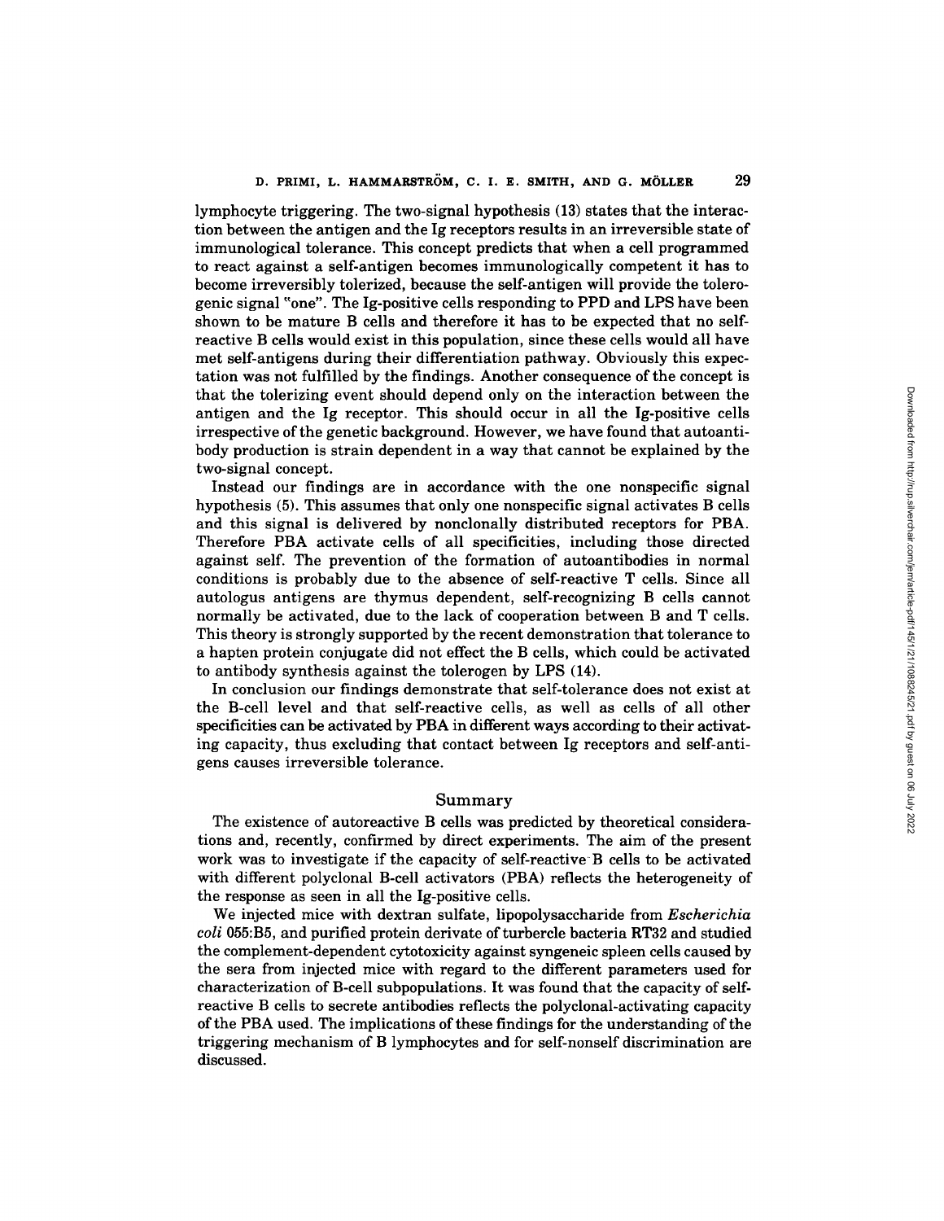lymphocyte triggering. The two-signal hypothesis (13) states that the interaction between the antigen and the Ig receptors results in an irreversible state of immunological tolerance. This concept predicts that when a cell programmed to react against a self-antigen becomes immunologically competent it has to become irreversibly tolerized, because the self-antigen will provide the tolerogenic signal "one". The Ig-positive cells responding to PPD and LPS have been shown to be mature B cells and therefore it has to be expected that no self-reactive B cells would exist in this population, since these cells would all have met self-antigens during their differentiation pathway. Obviously this expectation was not fulfilled by the findings. Another consequence of the concept is that the tolerizing event should depend only on the interaction between the antigen and the Ig receptor. This should occur in all the Ig-positive cells irrespective of the genetic background. However, we have found that autoantibody production is strain dependent in a way that cannot be explained by the two-signal concept.

Instead our findings are in accordance with the one nonspecific signal hypothesis (5). This assumes that only one nonspecific signal activates B cells and this signal is delivered by nonclonally distributed receptors for PBA. Therefore PBA activate cells of all specificities, including those directed against self. The prevention of the formation of autoantibodies in normal conditions is probably due to the absence of self-reactive T cells. Since all autologus antigens are thymus dependent, self-recognizing B cells cannot normally be activated, due to the lack of cooperation between B and T cells. This theory is strongly supported by the recent demonstration that tolerance to a hapten protein conjugate did not effect the B cells, which could be activated to antibody synthesis against the tolerogen by LPS (14).

In conclusion our findings demonstrate that self-tolerance does not exist at the B-cell level and that self-reactive cells, as well as cells of all other specificities can be activated by PBA in different ways according to their activating capacity, thus excluding that contact between Ig receptors and self-antigens causes irreversible tolerance.

## Summary

The existence of autoreactive B cells was predicted by theoretical considerations and, recently, confirmed by direct experiments. The aim of the present work was to investigate if the capacity of self-reactive B cells to be activated with different polyclonal B-cell activators (PBA) reflects the heterogeneity of the response as seen in all the Ig-positive cells.

We injected mice with dextran sulfate, lipopolysaccharide from *Escherichia coli* 055:B5, and purified protein derivate of turbercle bacteria RT32 and studied the complement-dependent cytotoxicity against syngeneic spleen cells caused by the sera from injected mice with regard to the different parameters used for characterization of B-cell subpopulations. It was found that the capacity of self-reactive B cells to secrete antibodies reflects the polyclonal-activating capacity of the PBA used. The implications of these findings for the understanding of the triggering mechanism of B lymphocytes and for self-nonself discrimination are discussed.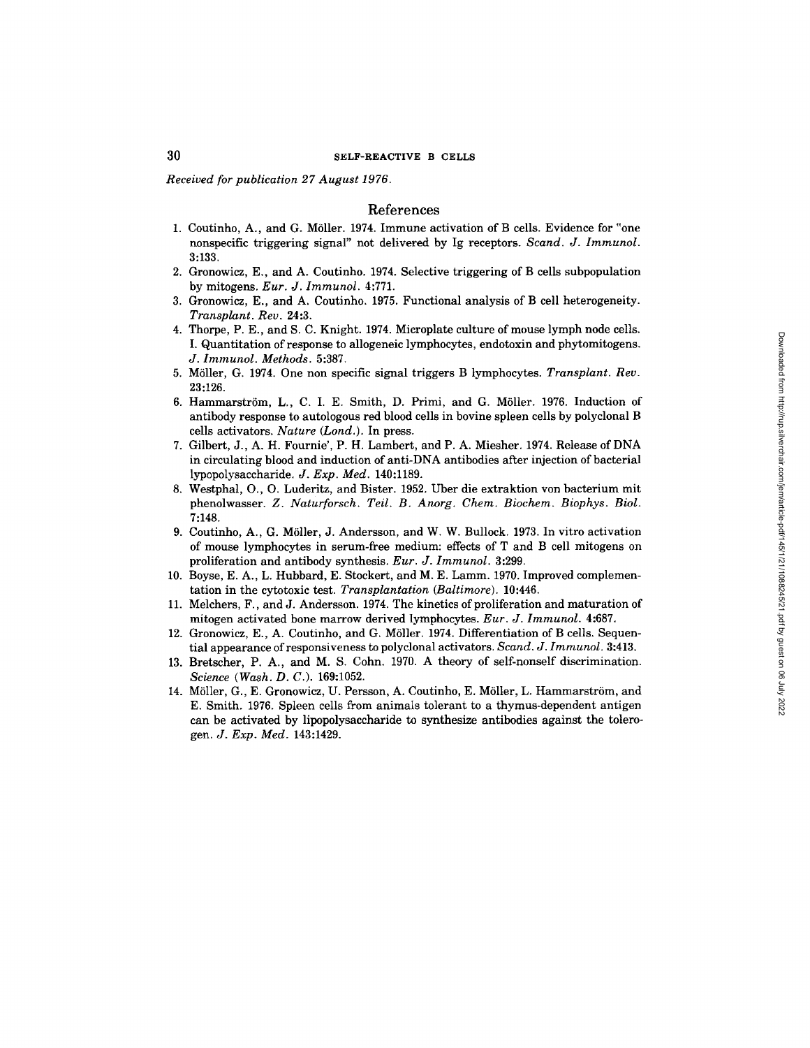*Received for publication 27 August 1976.*

## References

1. Coutinho, A., and G. Möller. 1974. Immune activation of B cells. Evidence for "one nonspecific triggering signal" not delivered by Ig receptors. *Scand. J. Immunol.* 3:133.
2. Gronowicz, E., and A. Coutinho. 1974. Selective triggering of B cells subpopulation by mitogens. *Eur. J. Immunol.* 4:771.
3. Gronowicz, E., and A. Coutinho. 1975. Functional analysis of B cell heterogeneity. *Transplant. Rev.* 24:3.
4. Thorpe, P. E., and S. C. Knight. 1974. Microplate culture of mouse lymph node cells. I. Quantitation of response to allogeneic lymphocytes, endotoxin and phytomitogens. *J. Immunol. Methods.* 5:387.
5. Möller, G. 1974. One non specific signal triggers B lymphocytes. *Transplant. Rev.* 23:126.
6. Hammarström, L., C. I. E. Smith, D. Primi, and G. Möller. 1976. Induction of antibody response to autologous red blood cells in bovine spleen cells by polyclonal B cells activators. *Nature (Lond.).* In press.
7. Gilbert, J., A. H. Fournie', P. H. Lambert, and P. A. Miesher. 1974. Release of DNA in circulating blood and induction of anti-DNA antibodies after injection of bacterial lypopolysaccharide. *J. Exp. Med.* 140:1189.
8. Westphal, O., O. Luderitz, and Bister. 1952. Uber die extraktion von bacterium mit phenolwasser. *Z. Naturforsch. Teil. B. Anorg. Chem. Biochem. Biophys. Biol.* 7:148.
9. Coutinho, A., G. Möller, J. Andersson, and W. W. Bullock. 1973. In vitro activation of mouse lymphocytes in serum-free medium: effects of T and B cell mitogens on proliferation and antibody synthesis. *Eur. J. Immunol.* 3:299.
10. Boyse, E. A., L. Hubbard, E. Stockert, and M. E. Lamm. 1970. Improved complementation in the cytotoxic test. *Transplantation (Baltimore).* 10:446.
11. Melchers, F., and J. Andersson. 1974. The kinetics of proliferation and maturation of mitogen activated bone marrow derived lymphocytes. *Eur. J. Immunol.* 4:687.
12. Gronowicz, E., A. Coutinho, and G. Möller. 1974. Differentiation of B cells. Sequential appearance of responsiveness to polyclonal activators. *Scand. J. Immunol.* 3:413.
13. Bretscher, P. A., and M. S. Cohn. 1970. A theory of self-nonself discrimination. *Science (Wash. D. C.).* 169:1052.
14. Möller, G., E. Gronowicz, U. Persson, A. Coutinho, E. Möller, L. Hammarström, and E. Smith. 1976. Spleen cells from animals tolerant to a thymus-dependent antigen can be activated by lipopolysaccharide to synthesize antibodies against the tolerogen. *J. Exp. Med.* 143:1429.